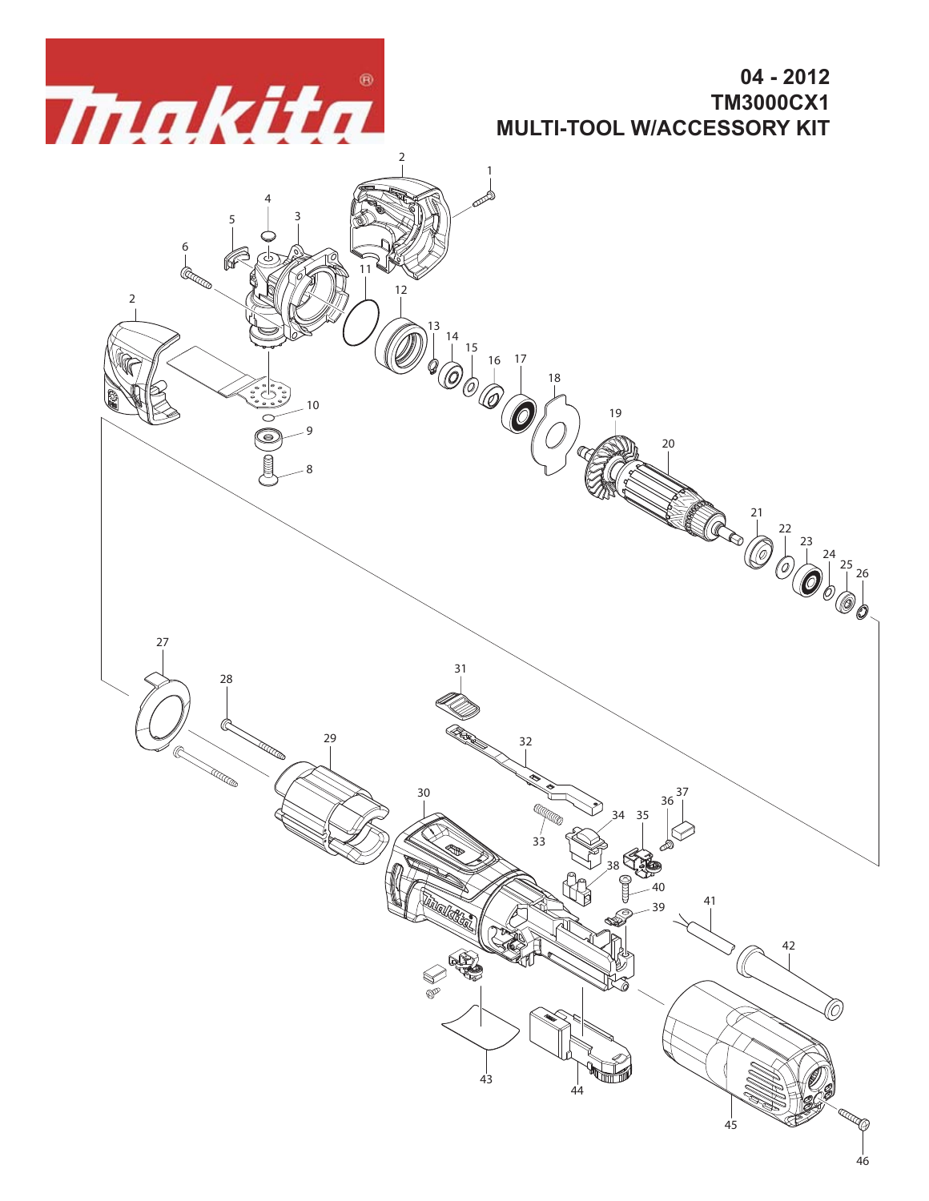Makita

# 04 - 2012
# TM3000CX1
# MULTI-TOOL W/ACCESSORY KIT

2
1
4
3
5
6
11
12
2
13
14
15
16
17
18
10
19
9
20
8
21
22
23
24
25
26
27
31
28
32
29
30
36 37
34 35
33
38
40
39
41
42
43
44
45
46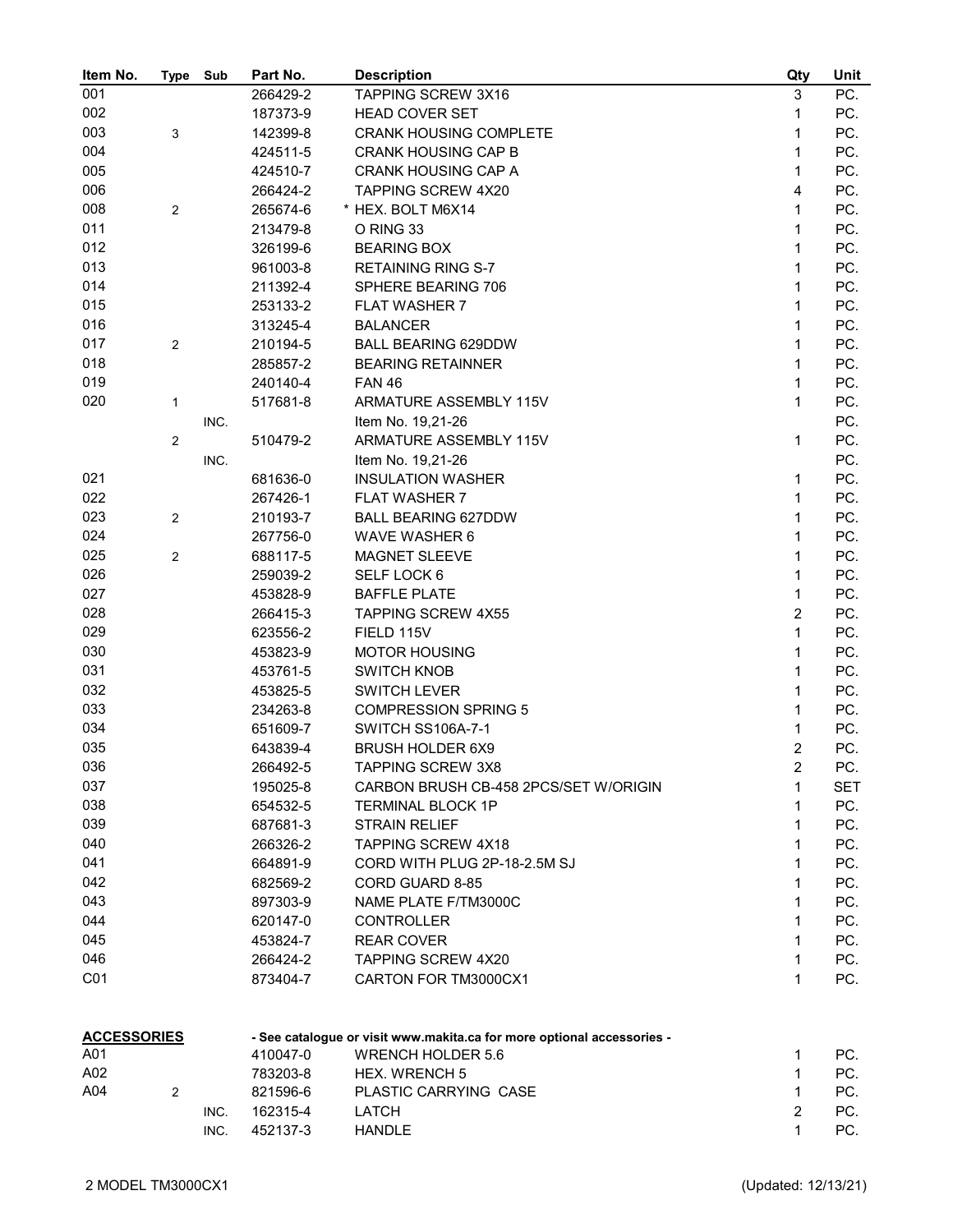| Item No. | Type | Sub | Part No. | Description | Qty | Unit |
|---|---|---|---|---|---|---|
| 001 | | | 266429-2 | TAPPING SCREW 3X16 | 3 | PC. |
| 002 | | | 187373-9 | HEAD COVER SET | 1 | PC. |
| 003 | 3 | | 142399-8 | CRANK HOUSING COMPLETE | 1 | PC. |
| 004 | | | 424511-5 | CRANK HOUSING CAP B | 1 | PC. |
| 005 | | | 424510-7 | CRANK HOUSING CAP A | 1 | PC. |
| 006 | | | 266424-2 | TAPPING SCREW 4X20 | 4 | PC. |
| 008 | 2 | | 265674-6 | * HEX. BOLT M6X14 | 1 | PC. |
| 011 | | | 213479-8 | O RING 33 | 1 | PC. |
| 012 | | | 326199-6 | BEARING BOX | 1 | PC. |
| 013 | | | 961003-8 | RETAINING RING S-7 | 1 | PC. |
| 014 | | | 211392-4 | SPHERE BEARING 706 | 1 | PC. |
| 015 | | | 253133-2 | FLAT WASHER 7 | 1 | PC. |
| 016 | | | 313245-4 | BALANCER | 1 | PC. |
| 017 | 2 | | 210194-5 | BALL BEARING 629DDW | 1 | PC. |
| 018 | | | 285857-2 | BEARING RETAINNER | 1 | PC. |
| 019 | | | 240140-4 | FAN 46 | 1 | PC. |
| 020 | 1 | | 517681-8 | ARMATURE ASSEMBLY 115V | 1 | PC. |
| | | INC. | | Item No. 19,21-26 | | PC. |
| | 2 | | 510479-2 | ARMATURE ASSEMBLY 115V | 1 | PC. |
| | | INC. | | Item No. 19,21-26 | | PC. |
| 021 | | | 681636-0 | INSULATION WASHER | 1 | PC. |
| 022 | | | 267426-1 | FLAT WASHER 7 | 1 | PC. |
| 023 | 2 | | 210193-7 | BALL BEARING 627DDW | 1 | PC. |
| 024 | | | 267756-0 | WAVE WASHER 6 | 1 | PC. |
| 025 | 2 | | 688117-5 | MAGNET SLEEVE | 1 | PC. |
| 026 | | | 259039-2 | SELF LOCK 6 | 1 | PC. |
| 027 | | | 453828-9 | BAFFLE PLATE | 1 | PC. |
| 028 | | | 266415-3 | TAPPING SCREW 4X55 | 2 | PC. |
| 029 | | | 623556-2 | FIELD 115V | 1 | PC. |
| 030 | | | 453823-9 | MOTOR HOUSING | 1 | PC. |
| 031 | | | 453761-5 | SWITCH KNOB | 1 | PC. |
| 032 | | | 453825-5 | SWITCH LEVER | 1 | PC. |
| 033 | | | 234263-8 | COMPRESSION SPRING 5 | 1 | PC. |
| 034 | | | 651609-7 | SWITCH SS106A-7-1 | 1 | PC. |
| 035 | | | 643839-4 | BRUSH HOLDER 6X9 | 2 | PC. |
| 036 | | | 266492-5 | TAPPING SCREW 3X8 | 2 | PC. |
| 037 | | | 195025-8 | CARBON BRUSH CB-458 2PCS/SET W/ORIGIN | 1 | SET |
| 038 | | | 654532-5 | TERMINAL BLOCK 1P | 1 | PC. |
| 039 | | | 687681-3 | STRAIN RELIEF | 1 | PC. |
| 040 | | | 266326-2 | TAPPING SCREW 4X18 | 1 | PC. |
| 041 | | | 664891-9 | CORD WITH PLUG 2P-18-2.5M SJ | 1 | PC. |
| 042 | | | 682569-2 | CORD GUARD 8-85 | 1 | PC. |
| 043 | | | 897303-9 | NAME PLATE F/TM3000C | 1 | PC. |
| 044 | | | 620147-0 | CONTROLLER | 1 | PC. |
| 045 | | | 453824-7 | REAR COVER | 1 | PC. |
| 046 | | | 266424-2 | TAPPING SCREW 4X20 | 1 | PC. |
| C01 | | | 873404-7 | CARTON FOR TM3000CX1 | 1 | PC. |

| **ACCESSORIES** | | | | - See catalogue or visit www.makita.ca for more optional accessories - | | |
|---|---|---|---|---|---|---|
| A01 | | | 410047-0 | WRENCH HOLDER 5.6 | 1 | PC. |
| A02 | | | 783203-8 | HEX. WRENCH 5 | 1 | PC. |
| A04 | 2 | | 821596-6 | PLASTIC CARRYING CASE | 1 | PC. |
| | | INC. | 162315-4 | LATCH | 2 | PC. |
| | | INC. | 452137-3 | HANDLE | 1 | PC. |

2 MODEL TM3000CX1 (Updated: 12/13/21)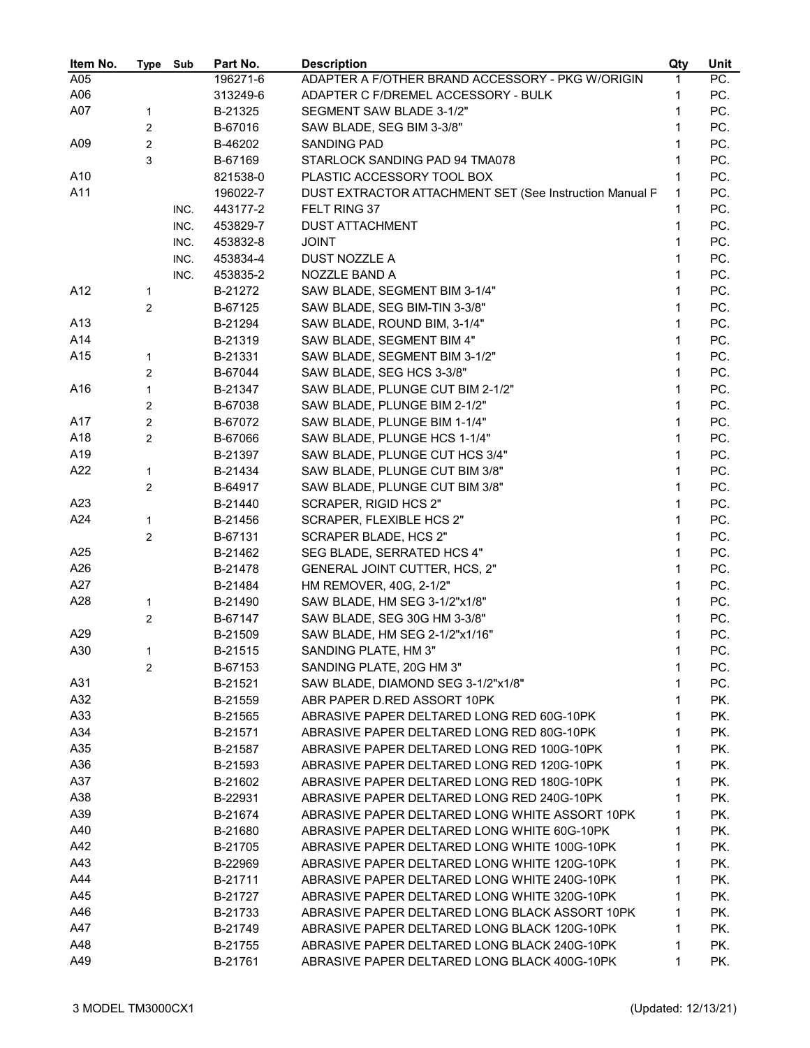| Item No. | Type | Sub | Part No. | Description | Qty | Unit |
|---|---|---|---|---|---|---|
| A05 | | | 196271-6 | ADAPTER A F/OTHER BRAND ACCESSORY - PKG W/ORIGIN | 1 | PC. |
| A06 | | | 313249-6 | ADAPTER C F/DREMEL ACCESSORY - BULK | 1 | PC. |
| A07 | 1 | | B-21325 | SEGMENT SAW BLADE 3-1/2" | 1 | PC. |
| | 2 | | B-67016 | SAW BLADE, SEG BIM 3-3/8" | 1 | PC. |
| A09 | 2 | | B-46202 | SANDING PAD | 1 | PC. |
| | 3 | | B-67169 | STARLOCK SANDING PAD 94 TMA078 | 1 | PC. |
| A10 | | | 821538-0 | PLASTIC ACCESSORY TOOL BOX | 1 | PC. |
| A11 | | | 196022-7 | DUST EXTRACTOR ATTACHMENT SET (See Instruction Manual F | 1 | PC. |
| | | INC. | 443177-2 | FELT RING 37 | 1 | PC. |
| | | INC. | 453829-7 | DUST ATTACHMENT | 1 | PC. |
| | | INC. | 453832-8 | JOINT | 1 | PC. |
| | | INC. | 453834-4 | DUST NOZZLE A | 1 | PC. |
| | | INC. | 453835-2 | NOZZLE BAND A | 1 | PC. |
| A12 | 1 | | B-21272 | SAW BLADE, SEGMENT BIM 3-1/4" | 1 | PC. |
| | 2 | | B-67125 | SAW BLADE, SEG BIM-TIN 3-3/8" | 1 | PC. |
| A13 | | | B-21294 | SAW BLADE, ROUND BIM, 3-1/4" | 1 | PC. |
| A14 | | | B-21319 | SAW BLADE, SEGMENT BIM 4" | 1 | PC. |
| A15 | 1 | | B-21331 | SAW BLADE, SEGMENT BIM 3-1/2" | 1 | PC. |
| | 2 | | B-67044 | SAW BLADE, SEG HCS 3-3/8" | 1 | PC. |
| A16 | 1 | | B-21347 | SAW BLADE, PLUNGE CUT BIM 2-1/2" | 1 | PC. |
| | 2 | | B-67038 | SAW BLADE, PLUNGE BIM 2-1/2" | 1 | PC. |
| A17 | 2 | | B-67072 | SAW BLADE, PLUNGE BIM 1-1/4" | 1 | PC. |
| A18 | 2 | | B-67066 | SAW BLADE, PLUNGE HCS 1-1/4" | 1 | PC. |
| A19 | | | B-21397 | SAW BLADE, PLUNGE CUT HCS 3/4" | 1 | PC. |
| A22 | 1 | | B-21434 | SAW BLADE, PLUNGE CUT BIM 3/8" | 1 | PC. |
| | 2 | | B-64917 | SAW BLADE, PLUNGE CUT BIM 3/8" | 1 | PC. |
| A23 | | | B-21440 | SCRAPER, RIGID HCS 2" | 1 | PC. |
| A24 | 1 | | B-21456 | SCRAPER, FLEXIBLE HCS 2" | 1 | PC. |
| | 2 | | B-67131 | SCRAPER BLADE, HCS 2" | 1 | PC. |
| A25 | | | B-21462 | SEG BLADE, SERRATED HCS 4" | 1 | PC. |
| A26 | | | B-21478 | GENERAL JOINT CUTTER, HCS, 2" | 1 | PC. |
| A27 | | | B-21484 | HM REMOVER, 40G, 2-1/2" | 1 | PC. |
| A28 | 1 | | B-21490 | SAW BLADE, HM SEG 3-1/2"x1/8" | 1 | PC. |
| | 2 | | B-67147 | SAW BLADE, SEG 30G HM 3-3/8" | 1 | PC. |
| A29 | | | B-21509 | SAW BLADE, HM SEG 2-1/2"x1/16" | 1 | PC. |
| A30 | 1 | | B-21515 | SANDING PLATE, HM 3" | 1 | PC. |
| | 2 | | B-67153 | SANDING PLATE, 20G HM 3" | 1 | PC. |
| A31 | | | B-21521 | SAW BLADE, DIAMOND SEG 3-1/2"x1/8" | 1 | PC. |
| A32 | | | B-21559 | ABR PAPER D.RED ASSORT 10PK | 1 | PK. |
| A33 | | | B-21565 | ABRASIVE PAPER DELTARED LONG RED 60G-10PK | 1 | PK. |
| A34 | | | B-21571 | ABRASIVE PAPER DELTARED LONG RED 80G-10PK | 1 | PK. |
| A35 | | | B-21587 | ABRASIVE PAPER DELTARED LONG RED 100G-10PK | 1 | PK. |
| A36 | | | B-21593 | ABRASIVE PAPER DELTARED LONG RED 120G-10PK | 1 | PK. |
| A37 | | | B-21602 | ABRASIVE PAPER DELTARED LONG RED 180G-10PK | 1 | PK. |
| A38 | | | B-22931 | ABRASIVE PAPER DELTARED LONG RED 240G-10PK | 1 | PK. |
| A39 | | | B-21674 | ABRASIVE PAPER DELTARED LONG WHITE ASSORT 10PK | 1 | PK. |
| A40 | | | B-21680 | ABRASIVE PAPER DELTARED LONG WHITE 60G-10PK | 1 | PK. |
| A42 | | | B-21705 | ABRASIVE PAPER DELTARED LONG WHITE 100G-10PK | 1 | PK. |
| A43 | | | B-22969 | ABRASIVE PAPER DELTARED LONG WHITE 120G-10PK | 1 | PK. |
| A44 | | | B-21711 | ABRASIVE PAPER DELTARED LONG WHITE 240G-10PK | 1 | PK. |
| A45 | | | B-21727 | ABRASIVE PAPER DELTARED LONG WHITE 320G-10PK | 1 | PK. |
| A46 | | | B-21733 | ABRASIVE PAPER DELTARED LONG BLACK ASSORT 10PK | 1 | PK. |
| A47 | | | B-21749 | ABRASIVE PAPER DELTARED LONG BLACK 120G-10PK | 1 | PK. |
| A48 | | | B-21755 | ABRASIVE PAPER DELTARED LONG BLACK 240G-10PK | 1 | PK. |
| A49 | | | B-21761 | ABRASIVE PAPER DELTARED LONG BLACK 400G-10PK | 1 | PK. |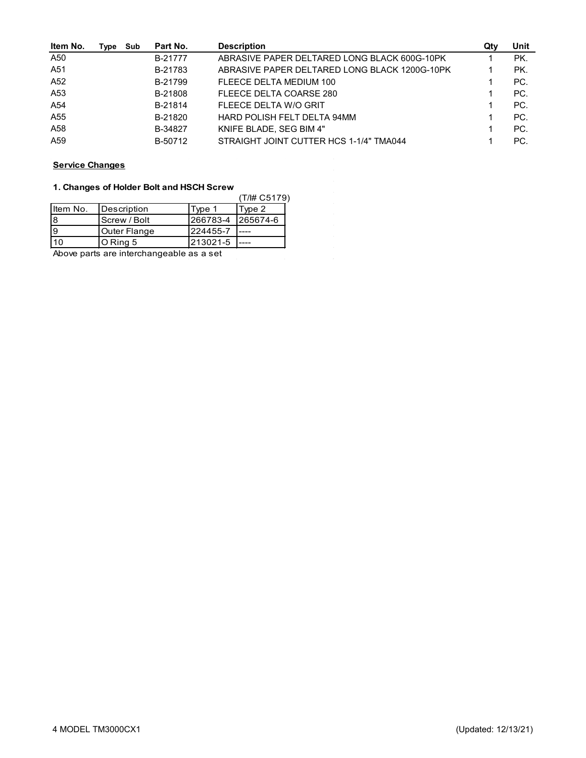| Item No. | Type | Sub | Part No. | Description | Qty | Unit |
|---|---|---|---|---|---|---|
| A50 | | | B-21777 | ABRASIVE PAPER DELTARED LONG BLACK 600G-10PK | 1 | PK. |
| A51 | | | B-21783 | ABRASIVE PAPER DELTARED LONG BLACK 1200G-10PK | 1 | PK. |
| A52 | | | B-21799 | FLEECE DELTA MEDIUM 100 | 1 | PC. |
| A53 | | | B-21808 | FLEECE DELTA COARSE 280 | 1 | PC. |
| A54 | | | B-21814 | FLEECE DELTA W/O GRIT | 1 | PC. |
| A55 | | | B-21820 | HARD POLISH FELT DELTA 94MM | 1 | PC. |
| A58 | | | B-34827 | KNIFE BLADE, SEG BIM 4" | 1 | PC. |
| A59 | | | B-50712 | STRAIGHT JOINT CUTTER HCS 1-1/4" TMA044 | 1 | PC. |

**Service Changes**

**1. Changes of Holder Bolt and HSCH Screw**

(T/I# C5179)

| Item No. | Description | Type 1 | Type 2 |
|---|---|---|---|
| 8 | Screw / Bolt | 266783-4 | 265674-6 |
| 9 | Outer Flange | 224455-7 | ---- |
| 10 | O Ring 5 | 213021-5 | ---- |

Above parts are interchangeable as a set

4 MODEL TM3000CX1 (Updated: 12/13/21)